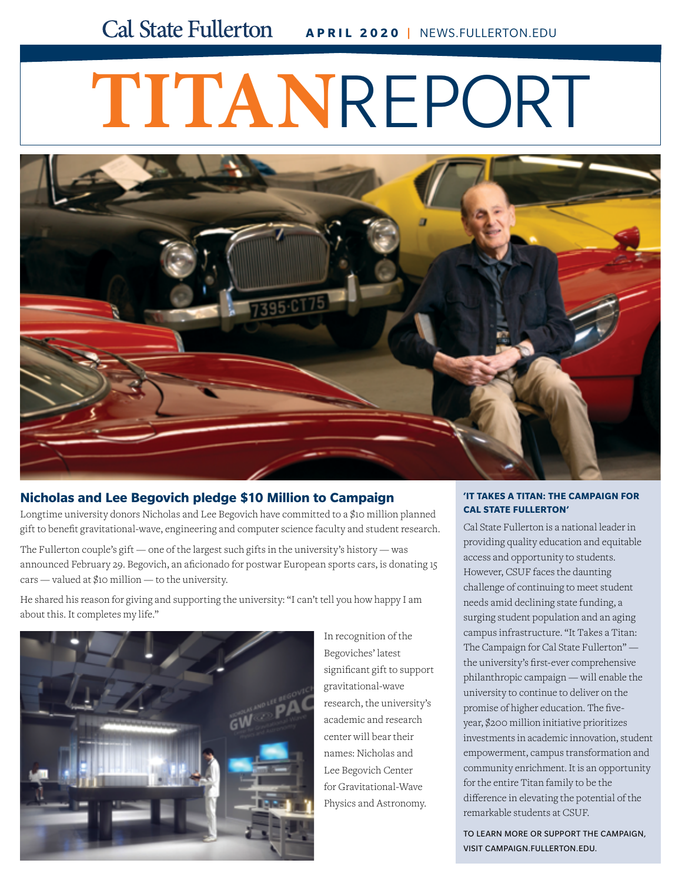Cal State Fullerton **APRIL 2020** | NEWS.FULLERTON.EDU

# TITANREPORT

## Nicholas and Lee Begovich pledge $10 Million to Campaign

Longtime university donors Nicholas and Lee Begovich have committed to a $10 million planned gift to benefit gravitational-wave, engineering and computer science faculty and student research.

The Fullerton couple's gift — one of the largest such gifts in the university's history — was announced February 29. Begovich, an aficionado for postwar European sports cars, is donating 15 cars — valued at $10 million — to the university.

He shared his reason for giving and supporting the university: "I can't tell you how happy I am about this. It completes my life."

In recognition of the Begoviches' latest significant gift to support gravitational-wave research, the university's academic and research center will bear their names: Nicholas and Lee Begovich Center for Gravitational-Wave Physics and Astronomy.

### 'IT TAKES A TITAN: THE CAMPAIGN FOR CAL STATE FULLERTON'

Cal State Fullerton is a national leader in providing quality education and equitable access and opportunity to students. However, CSUF faces the daunting challenge of continuing to meet student needs amid declining state funding, a surging student population and an aging campus infrastructure. "It Takes a Titan: The Campaign for Cal State Fullerton" — the university's first-ever comprehensive philanthropic campaign — will enable the university to continue to deliver on the promise of higher education. The five-year, $200 million initiative prioritizes investments in academic innovation, student empowerment, campus transformation and community enrichment. It is an opportunity for the entire Titan family to be the difference in elevating the potential of the remarkable students at CSUF.

TO LEARN MORE OR SUPPORT THE CAMPAIGN, VISIT CAMPAIGN.FULLERTON.EDU.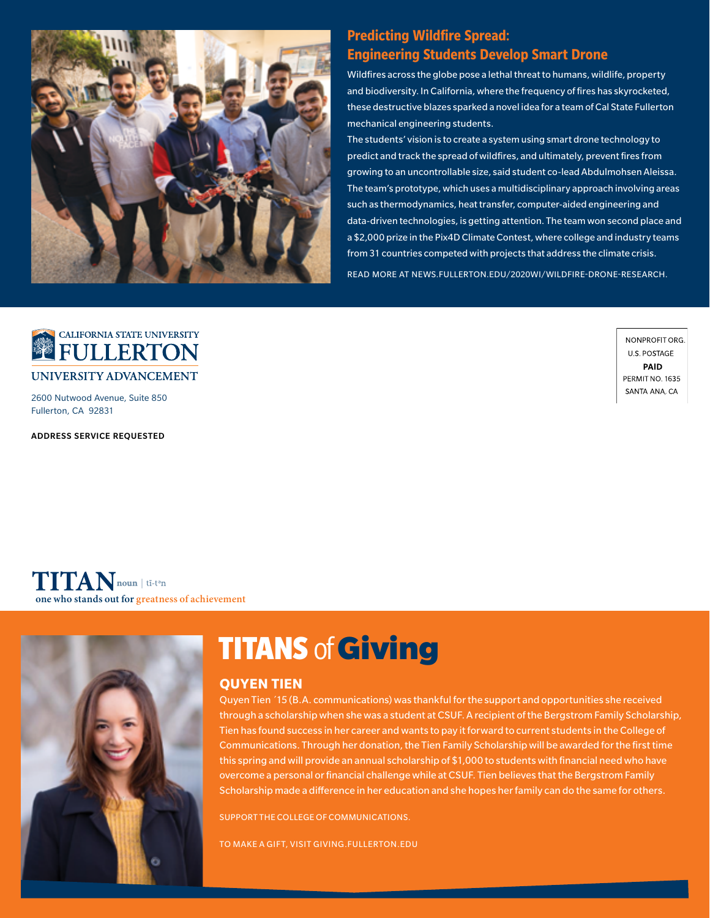## Predicting Wildfire Spread: Engineering Students Develop Smart Drone

Wildfires across the globe pose a lethal threat to humans, wildlife, property and biodiversity. In California, where the frequency of fires has skyrocketed, these destructive blazes sparked a novel idea for a team of Cal State Fullerton mechanical engineering students.

The students' vision is to create a system using smart drone technology to predict and track the spread of wildfires, and ultimately, prevent fires from growing to an uncontrollable size, said student co-lead Abdulmohsen Aleissa. The team's prototype, which uses a multidisciplinary approach involving areas such as thermodynamics, heat transfer, computer-aided engineering and data-driven technologies, is getting attention. The team won second place and a $2,000 prize in the Pix4D Climate Contest, where college and industry teams from 31 countries competed with projects that address the climate crisis.

READ MORE AT NEWS.FULLERTON.EDU/2020WI/WILDFIRE-DRONE-RESEARCH.

CALIFORNIA STATE UNIVERSITY
FULLERTON
UNIVERSITY ADVANCEMENT

2600 Nutwood Avenue, Suite 850
Fullerton, CA 92831

ADDRESS SERVICE REQUESTED

NONPROFIT ORG.
U.S. POSTAGE
**PAID**
PERMIT NO. 1635
SANTA ANA, CA

**TITAN** noun | tī-tᵊn
one who stands out for greatness of achievement

# TITANS of Giving

### QUYEN TIEN

Quyen Tien '15 (B.A. communications) was thankful for the support and opportunities she received through a scholarship when she was a student at CSUF. A recipient of the Bergstrom Family Scholarship, Tien has found success in her career and wants to pay it forward to current students in the College of Communications. Through her donation, the Tien Family Scholarship will be awarded for the first time this spring and will provide an annual scholarship of $1,000 to students with financial need who have overcome a personal or financial challenge while at CSUF. Tien believes that the Bergstrom Family Scholarship made a difference in her education and she hopes her family can do the same for others.

SUPPORT THE COLLEGE OF COMMUNICATIONS.

TO MAKE A GIFT, VISIT GIVING.FULLERTON.EDU